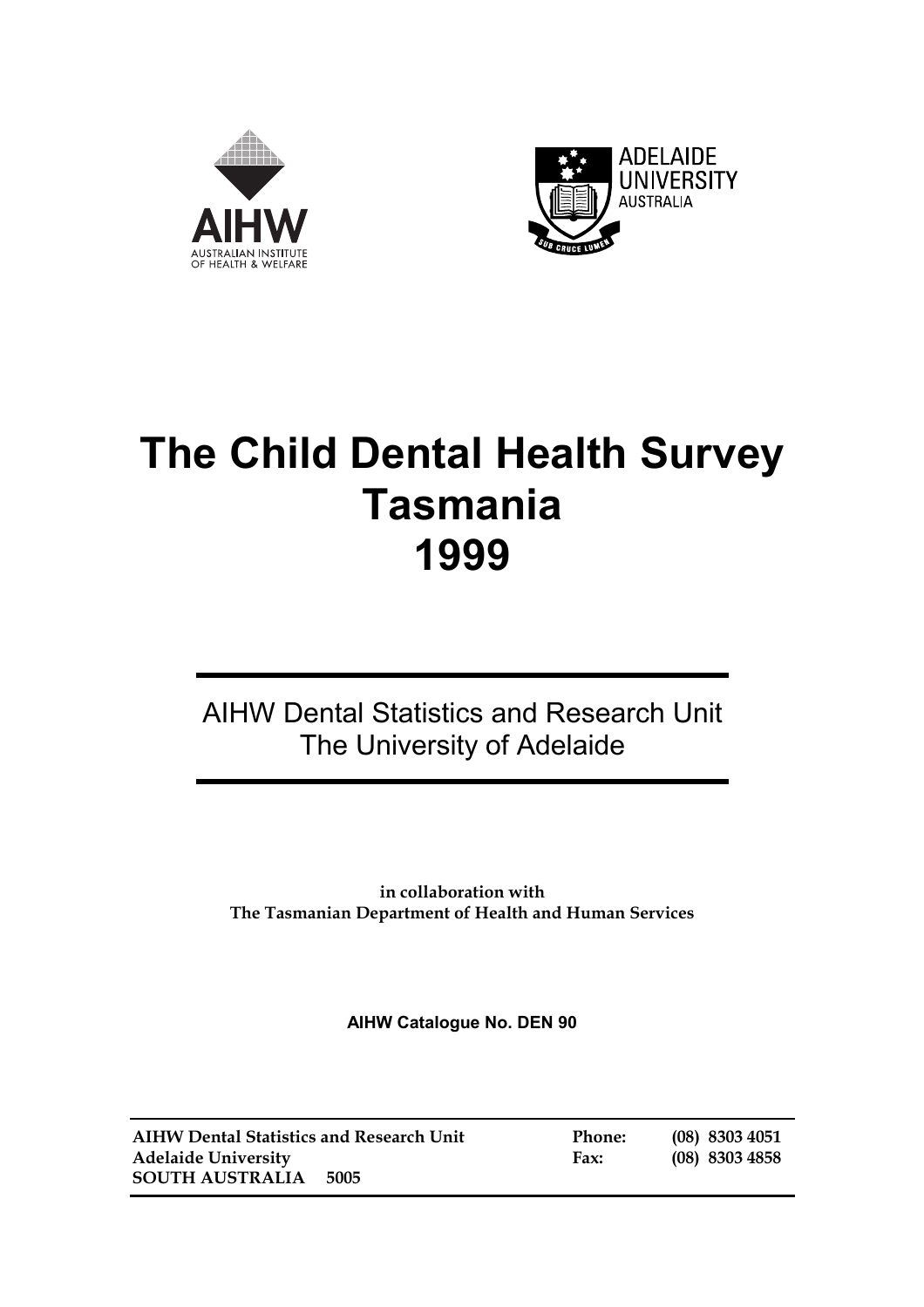AIHW
AUSTRALIAN INSTITUTE OF HEALTH & WELFARE

ADELAIDE UNIVERSITY AUSTRALIA

# The Child Dental Health Survey Tasmania 1999

AIHW Dental Statistics and Research Unit
The University of Adelaide

**in collaboration with**
**The Tasmanian Department of Health and Human Services**

**AIHW Catalogue No. DEN 90**

| | | |
|---|---|---|
| **AIHW Dental Statistics and Research Unit** | **Phone:** | **(08) 8303 4051** |
| **Adelaide University** | **Fax:** | **(08) 8303 4858** |
| **SOUTH AUSTRALIA 5005** | | |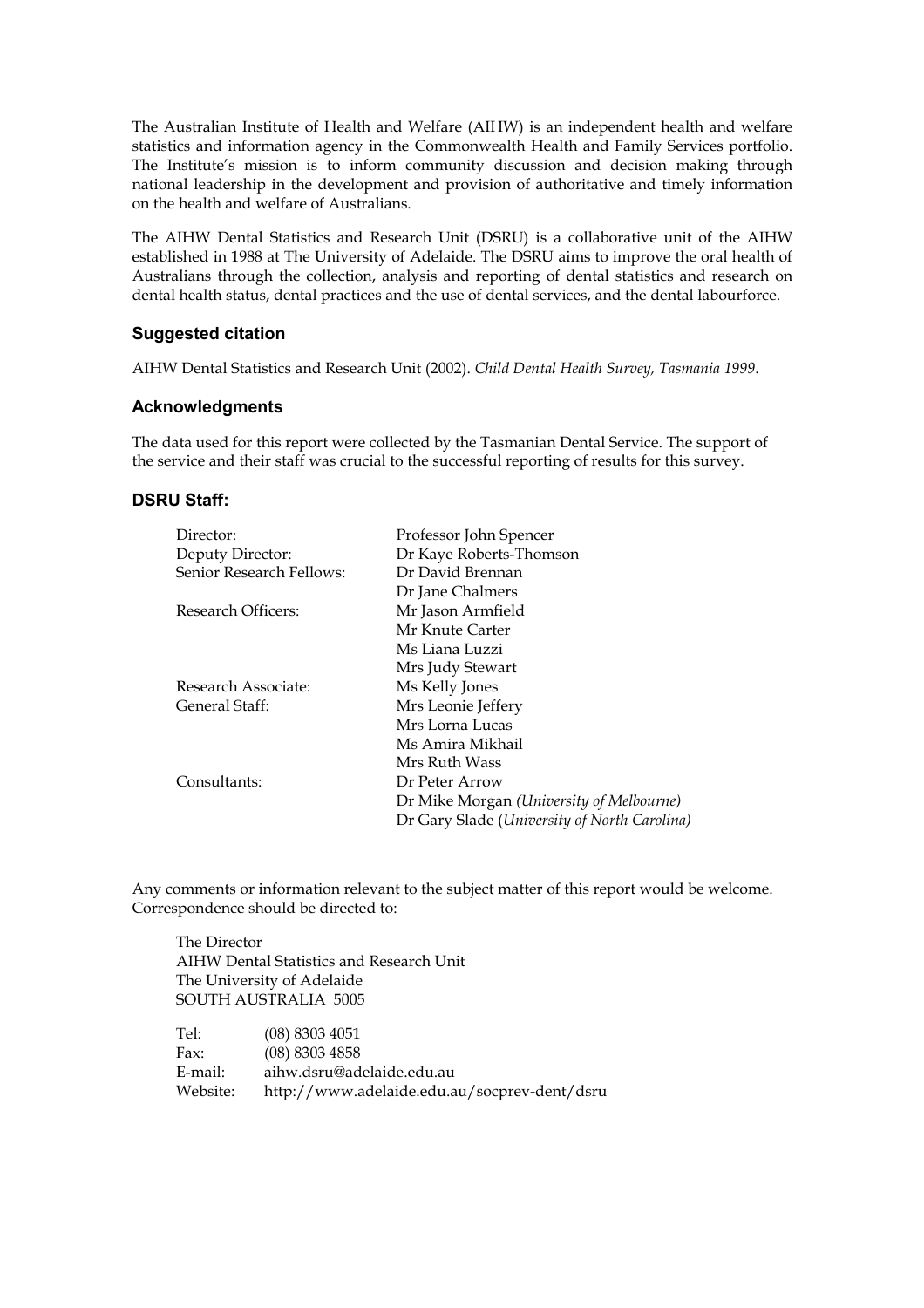The Australian Institute of Health and Welfare (AIHW) is an independent health and welfare statistics and information agency in the Commonwealth Health and Family Services portfolio. The Institute's mission is to inform community discussion and decision making through national leadership in the development and provision of authoritative and timely information on the health and welfare of Australians.

The AIHW Dental Statistics and Research Unit (DSRU) is a collaborative unit of the AIHW established in 1988 at The University of Adelaide. The DSRU aims to improve the oral health of Australians through the collection, analysis and reporting of dental statistics and research on dental health status, dental practices and the use of dental services, and the dental labourforce.

### Suggested citation

AIHW Dental Statistics and Research Unit (2002). *Child Dental Health Survey, Tasmania 1999*.

### Acknowledgments

The data used for this report were collected by the Tasmanian Dental Service. The support of the service and their staff was crucial to the successful reporting of results for this survey.

### DSRU Staff:

| | |
|---|---|
| Director: | Professor John Spencer |
| Deputy Director: | Dr Kaye Roberts-Thomson |
| Senior Research Fellows: | Dr David Brennan |
| | Dr Jane Chalmers |
| Research Officers: | Mr Jason Armfield |
| | Mr Knute Carter |
| | Ms Liana Luzzi |
| | Mrs Judy Stewart |
| Research Associate: | Ms Kelly Jones |
| General Staff: | Mrs Leonie Jeffery |
| | Mrs Lorna Lucas |
| | Ms Amira Mikhail |
| | Mrs Ruth Wass |
| Consultants: | Dr Peter Arrow |
| | Dr Mike Morgan *(University of Melbourne)* |
| | Dr Gary Slade (*University of North Carolina)* |

Any comments or information relevant to the subject matter of this report would be welcome. Correspondence should be directed to:

The Director
AIHW Dental Statistics and Research Unit
The University of Adelaide
SOUTH AUSTRALIA 5005

Tel: (08) 8303 4051
Fax: (08) 8303 4858
E-mail: aihw.dsru@adelaide.edu.au
Website: http://www.adelaide.edu.au/socprev-dent/dsru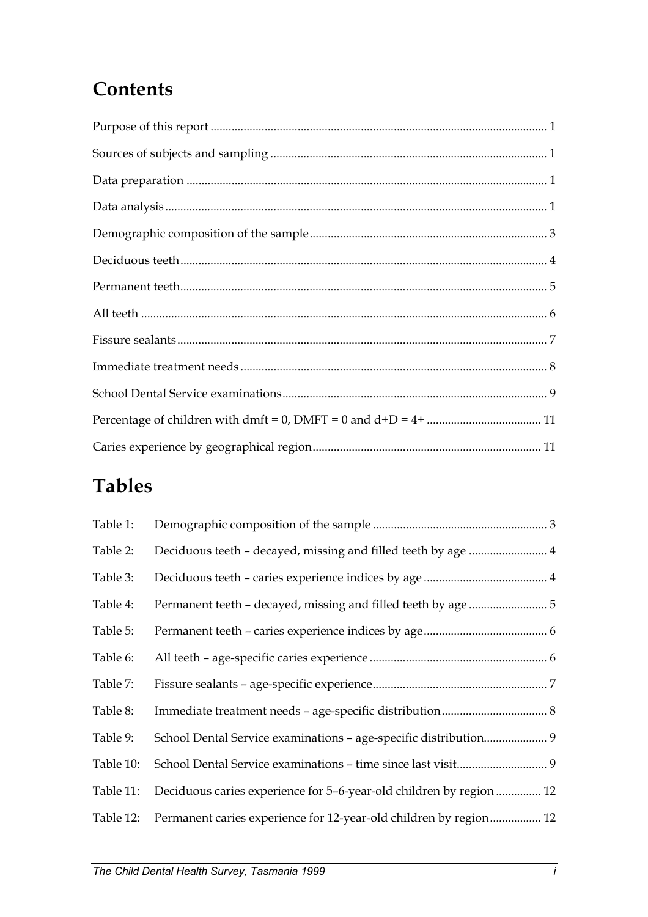# Contents

Purpose of this report .......... 1

Sources of subjects and sampling .......... 1

Data preparation .......... 1

Data analysis .......... 1

Demographic composition of the sample .......... 3

Deciduous teeth .......... 4

Permanent teeth .......... 5

All teeth .......... 6

Fissure sealants .......... 7

Immediate treatment needs .......... 8

School Dental Service examinations .......... 9

Percentage of children with dmft = 0, DMFT = 0 and d+D = 4+ .......... 11

Caries experience by geographical region .......... 11

# Tables

Table 1: Demographic composition of the sample .......... 3

Table 2: Deciduous teeth – decayed, missing and filled teeth by age .......... 4

Table 3: Deciduous teeth – caries experience indices by age .......... 4

Table 4: Permanent teeth – decayed, missing and filled teeth by age .......... 5

Table 5: Permanent teeth – caries experience indices by age .......... 6

Table 6: All teeth – age-specific caries experience .......... 6

Table 7: Fissure sealants – age-specific experience .......... 7

Table 8: Immediate treatment needs – age-specific distribution .......... 8

Table 9: School Dental Service examinations – age-specific distribution .......... 9

Table 10: School Dental Service examinations – time since last visit .......... 9

Table 11: Deciduous caries experience for 5–6-year-old children by region .......... 12

Table 12: Permanent caries experience for 12-year-old children by region .......... 12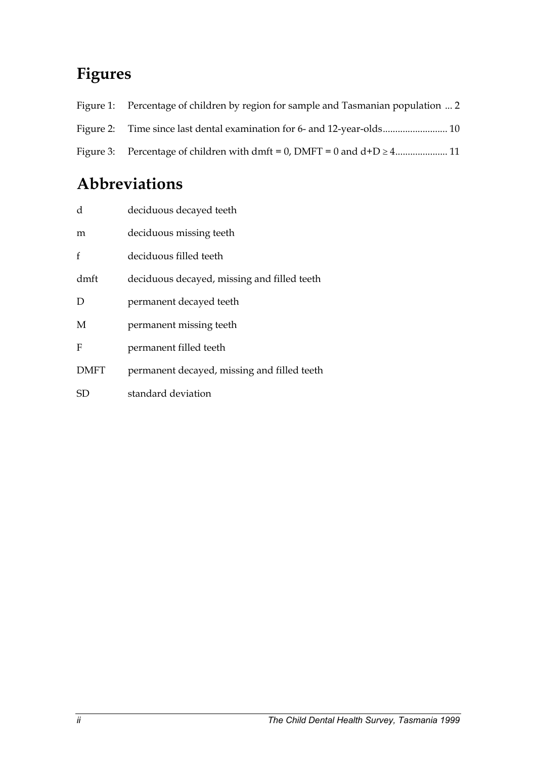# Figures

Figure 1: Percentage of children by region for sample and Tasmanian population ... 2

Figure 2: Time since last dental examination for 6- and 12-year-olds.......................... 10

Figure 3: Percentage of children with dmft = 0, DMFT = 0 and d+D ≥ 4..................... 11

# Abbreviations

| | |
|---|---|
| d | deciduous decayed teeth |
| m | deciduous missing teeth |
| f | deciduous filled teeth |
| dmft | deciduous decayed, missing and filled teeth |
| D | permanent decayed teeth |
| M | permanent missing teeth |
| F | permanent filled teeth |
| DMFT | permanent decayed, missing and filled teeth |
| SD | standard deviation |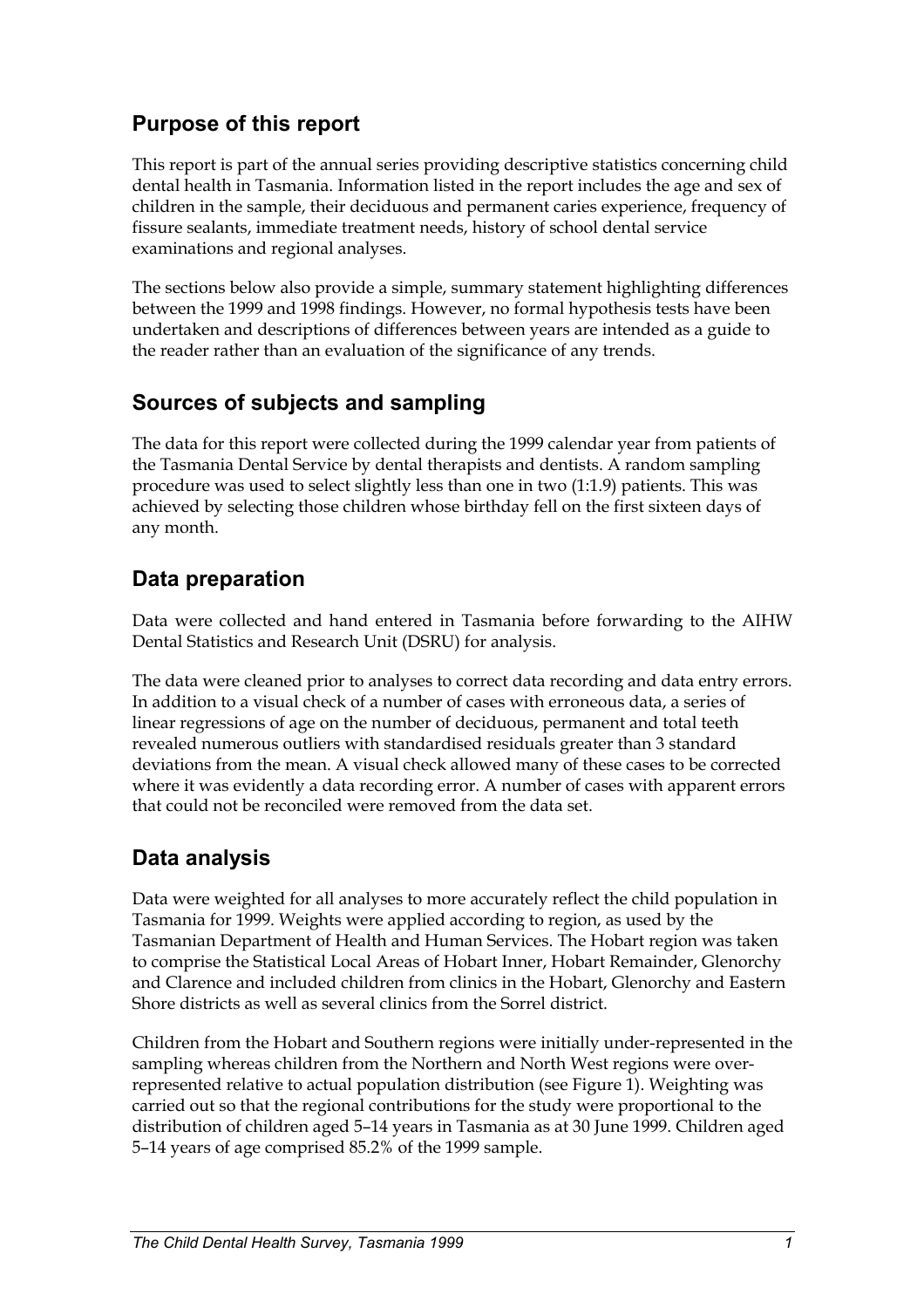## Purpose of this report

This report is part of the annual series providing descriptive statistics concerning child dental health in Tasmania. Information listed in the report includes the age and sex of children in the sample, their deciduous and permanent caries experience, frequency of fissure sealants, immediate treatment needs, history of school dental service examinations and regional analyses.

The sections below also provide a simple, summary statement highlighting differences between the 1999 and 1998 findings. However, no formal hypothesis tests have been undertaken and descriptions of differences between years are intended as a guide to the reader rather than an evaluation of the significance of any trends.

## Sources of subjects and sampling

The data for this report were collected during the 1999 calendar year from patients of the Tasmania Dental Service by dental therapists and dentists. A random sampling procedure was used to select slightly less than one in two (1:1.9) patients. This was achieved by selecting those children whose birthday fell on the first sixteen days of any month.

## Data preparation

Data were collected and hand entered in Tasmania before forwarding to the AIHW Dental Statistics and Research Unit (DSRU) for analysis.

The data were cleaned prior to analyses to correct data recording and data entry errors. In addition to a visual check of a number of cases with erroneous data, a series of linear regressions of age on the number of deciduous, permanent and total teeth revealed numerous outliers with standardised residuals greater than 3 standard deviations from the mean. A visual check allowed many of these cases to be corrected where it was evidently a data recording error. A number of cases with apparent errors that could not be reconciled were removed from the data set.

## Data analysis

Data were weighted for all analyses to more accurately reflect the child population in Tasmania for 1999. Weights were applied according to region, as used by the Tasmanian Department of Health and Human Services. The Hobart region was taken to comprise the Statistical Local Areas of Hobart Inner, Hobart Remainder, Glenorchy and Clarence and included children from clinics in the Hobart, Glenorchy and Eastern Shore districts as well as several clinics from the Sorrel district.

Children from the Hobart and Southern regions were initially under-represented in the sampling whereas children from the Northern and North West regions were over-represented relative to actual population distribution (see Figure 1). Weighting was carried out so that the regional contributions for the study were proportional to the distribution of children aged 5–14 years in Tasmania as at 30 June 1999. Children aged 5–14 years of age comprised 85.2% of the 1999 sample.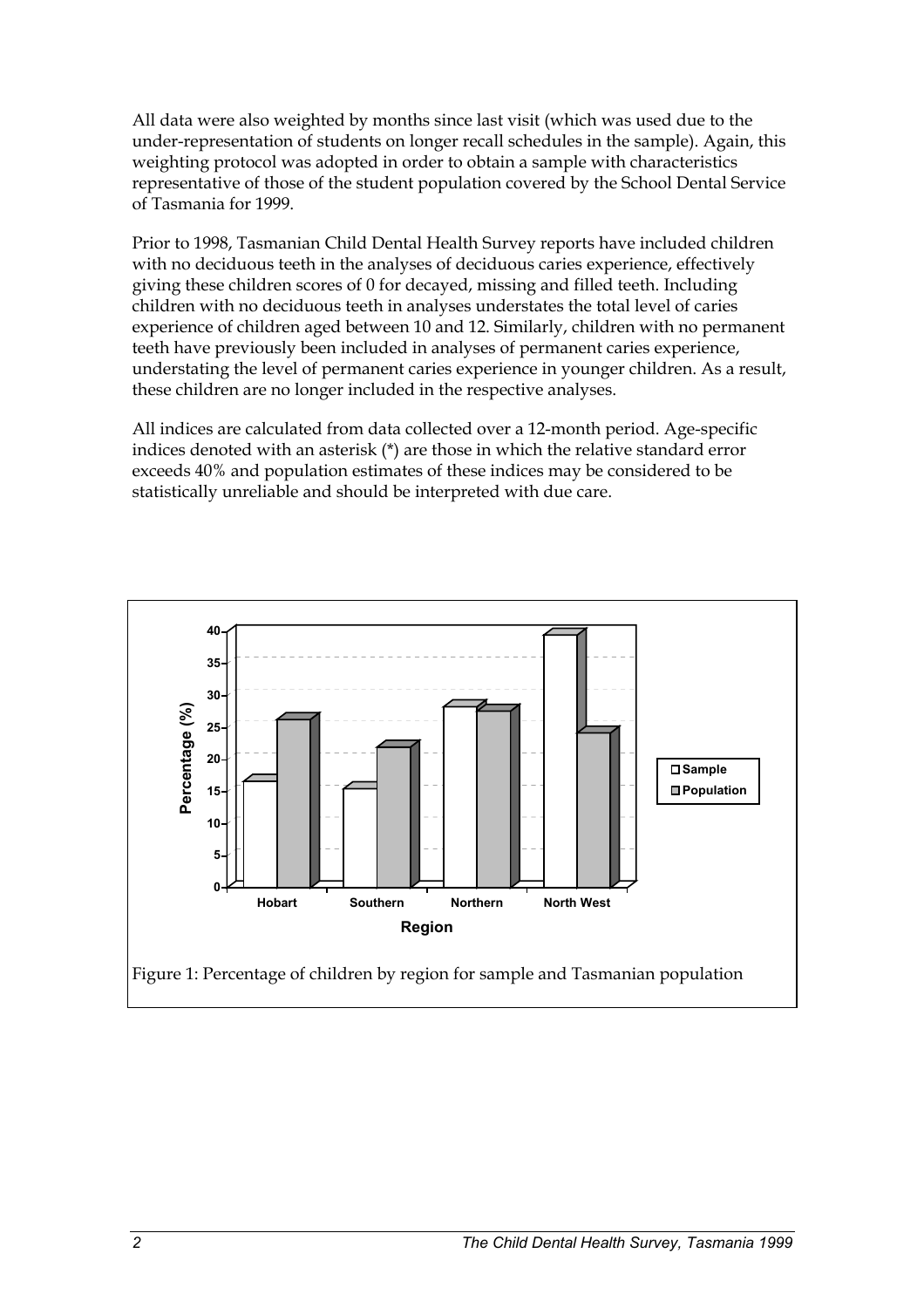All data were also weighted by months since last visit (which was used due to the under-representation of students on longer recall schedules in the sample). Again, this weighting protocol was adopted in order to obtain a sample with characteristics representative of those of the student population covered by the School Dental Service of Tasmania for 1999.

Prior to 1998, Tasmanian Child Dental Health Survey reports have included children with no deciduous teeth in the analyses of deciduous caries experience, effectively giving these children scores of 0 for decayed, missing and filled teeth. Including children with no deciduous teeth in analyses understates the total level of caries experience of children aged between 10 and 12. Similarly, children with no permanent teeth have previously been included in analyses of permanent caries experience, understating the level of permanent caries experience in younger children. As a result, these children are no longer included in the respective analyses.

All indices are calculated from data collected over a 12-month period. Age-specific indices denoted with an asterisk (*) are those in which the relative standard error exceeds 40% and population estimates of these indices may be considered to be statistically unreliable and should be interpreted with due care.

Figure 1: Percentage of children by region for sample and Tasmanian population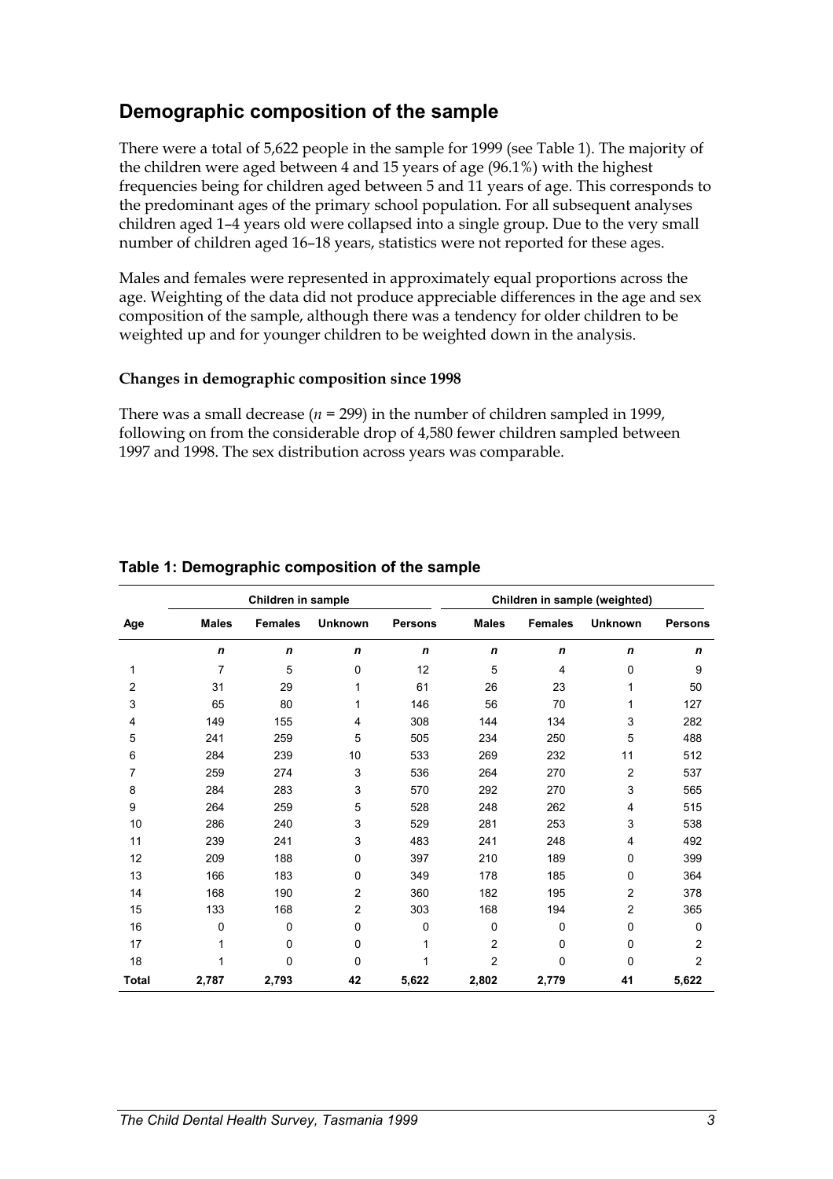## Demographic composition of the sample

There were a total of 5,622 people in the sample for 1999 (see Table 1). The majority of the children were aged between 4 and 15 years of age (96.1%) with the highest frequencies being for children aged between 5 and 11 years of age. This corresponds to the predominant ages of the primary school population. For all subsequent analyses children aged 1–4 years old were collapsed into a single group. Due to the very small number of children aged 16–18 years, statistics were not reported for these ages.

Males and females were represented in approximately equal proportions across the age. Weighting of the data did not produce appreciable differences in the age and sex composition of the sample, although there was a tendency for older children to be weighted up and for younger children to be weighted down in the analysis.

### Changes in demographic composition since 1998

There was a small decrease (*n* = 299) in the number of children sampled in 1999, following on from the considerable drop of 4,580 fewer children sampled between 1997 and 1998. The sex distribution across years was comparable.

**Table 1: Demographic composition of the sample**

| | Children in sample | | | | Children in sample (weighted) | | | |
|---|---|---|---|---|---|---|---|---|
| Age | Males | Females | Unknown | Persons | Males | Females | Unknown | Persons |
| | *n* | *n* | *n* | *n* | *n* | *n* | *n* | *n* |
| 1 | 7 | 5 | 0 | 12 | 5 | 4 | 0 | 9 |
| 2 | 31 | 29 | 1 | 61 | 26 | 23 | 1 | 50 |
| 3 | 65 | 80 | 1 | 146 | 56 | 70 | 1 | 127 |
| 4 | 149 | 155 | 4 | 308 | 144 | 134 | 3 | 282 |
| 5 | 241 | 259 | 5 | 505 | 234 | 250 | 5 | 488 |
| 6 | 284 | 239 | 10 | 533 | 269 | 232 | 11 | 512 |
| 7 | 259 | 274 | 3 | 536 | 264 | 270 | 2 | 537 |
| 8 | 284 | 283 | 3 | 570 | 292 | 270 | 3 | 565 |
| 9 | 264 | 259 | 5 | 528 | 248 | 262 | 4 | 515 |
| 10 | 286 | 240 | 3 | 529 | 281 | 253 | 3 | 538 |
| 11 | 239 | 241 | 3 | 483 | 241 | 248 | 4 | 492 |
| 12 | 209 | 188 | 0 | 397 | 210 | 189 | 0 | 399 |
| 13 | 166 | 183 | 0 | 349 | 178 | 185 | 0 | 364 |
| 14 | 168 | 190 | 2 | 360 | 182 | 195 | 2 | 378 |
| 15 | 133 | 168 | 2 | 303 | 168 | 194 | 2 | 365 |
| 16 | 0 | 0 | 0 | 0 | 0 | 0 | 0 | 0 |
| 17 | 1 | 0 | 0 | 1 | 2 | 0 | 0 | 2 |
| 18 | 1 | 0 | 0 | 1 | 2 | 0 | 0 | 2 |
| **Total** | **2,787** | **2,793** | **42** | **5,622** | **2,802** | **2,779** | **41** | **5,622** |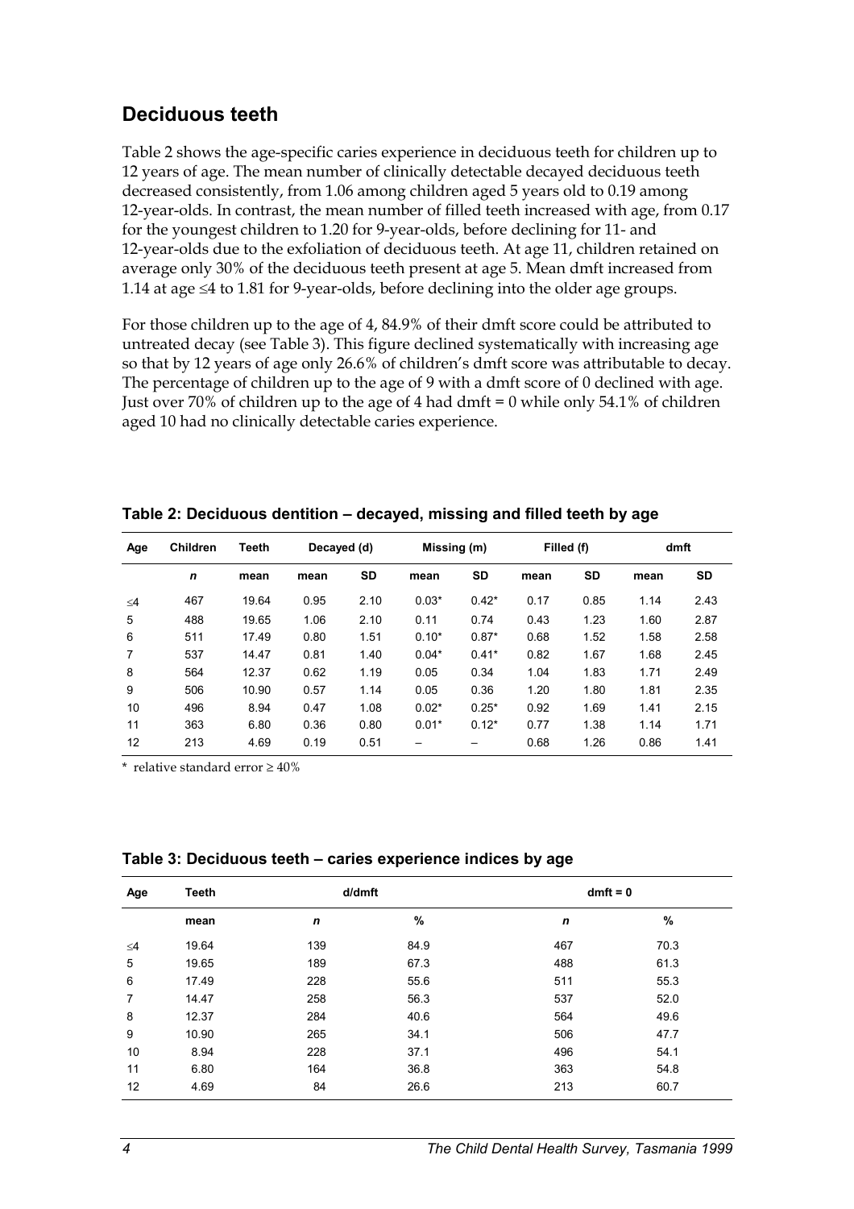## Deciduous teeth

Table 2 shows the age-specific caries experience in deciduous teeth for children up to 12 years of age. The mean number of clinically detectable decayed deciduous teeth decreased consistently, from 1.06 among children aged 5 years old to 0.19 among 12-year-olds. In contrast, the mean number of filled teeth increased with age, from 0.17 for the youngest children to 1.20 for 9-year-olds, before declining for 11- and 12-year-olds due to the exfoliation of deciduous teeth. At age 11, children retained on average only 30% of the deciduous teeth present at age 5. Mean dmft increased from 1.14 at age ≤4 to 1.81 for 9-year-olds, before declining into the older age groups.

For those children up to the age of 4, 84.9% of their dmft score could be attributed to untreated decay (see Table 3). This figure declined systematically with increasing age so that by 12 years of age only 26.6% of children's dmft score was attributable to decay. The percentage of children up to the age of 9 with a dmft score of 0 declined with age. Just over 70% of children up to the age of 4 had dmft = 0 while only 54.1% of children aged 10 had no clinically detectable caries experience.

**Table 2: Deciduous dentition – decayed, missing and filled teeth by age**

| Age | Children | Teeth | Decayed (d) | | Missing (m) | | Filled (f) | | dmft | |
|---|---|---|---|---|---|---|---|---|---|---|
| | *n* | mean | mean | SD | mean | SD | mean | SD | mean | SD |
| ≤4 | 467 | 19.64 | 0.95 | 2.10 | 0.03* | 0.42* | 0.17 | 0.85 | 1.14 | 2.43 |
| 5 | 488 | 19.65 | 1.06 | 2.10 | 0.11 | 0.74 | 0.43 | 1.23 | 1.60 | 2.87 |
| 6 | 511 | 17.49 | 0.80 | 1.51 | 0.10* | 0.87* | 0.68 | 1.52 | 1.58 | 2.58 |
| 7 | 537 | 14.47 | 0.81 | 1.40 | 0.04* | 0.41* | 0.82 | 1.67 | 1.68 | 2.45 |
| 8 | 564 | 12.37 | 0.62 | 1.19 | 0.05 | 0.34 | 1.04 | 1.83 | 1.71 | 2.49 |
| 9 | 506 | 10.90 | 0.57 | 1.14 | 0.05 | 0.36 | 1.20 | 1.80 | 1.81 | 2.35 |
| 10 | 496 | 8.94 | 0.47 | 1.08 | 0.02* | 0.25* | 0.92 | 1.69 | 1.41 | 2.15 |
| 11 | 363 | 6.80 | 0.36 | 0.80 | 0.01* | 0.12* | 0.77 | 1.38 | 1.14 | 1.71 |
| 12 | 213 | 4.69 | 0.19 | 0.51 | – | – | 0.68 | 1.26 | 0.86 | 1.41 |

\* relative standard error ≥ 40%

**Table 3: Deciduous teeth – caries experience indices by age**

| Age | Teeth | d/dmft | | dmft = 0 | |
|---|---|---|---|---|---|
| | mean | *n* | % | *n* | % |
| ≤4 | 19.64 | 139 | 84.9 | 467 | 70.3 |
| 5 | 19.65 | 189 | 67.3 | 488 | 61.3 |
| 6 | 17.49 | 228 | 55.6 | 511 | 55.3 |
| 7 | 14.47 | 258 | 56.3 | 537 | 52.0 |
| 8 | 12.37 | 284 | 40.6 | 564 | 49.6 |
| 9 | 10.90 | 265 | 34.1 | 506 | 47.7 |
| 10 | 8.94 | 228 | 37.1 | 496 | 54.1 |
| 11 | 6.80 | 164 | 36.8 | 363 | 54.8 |
| 12 | 4.69 | 84 | 26.6 | 213 | 60.7 |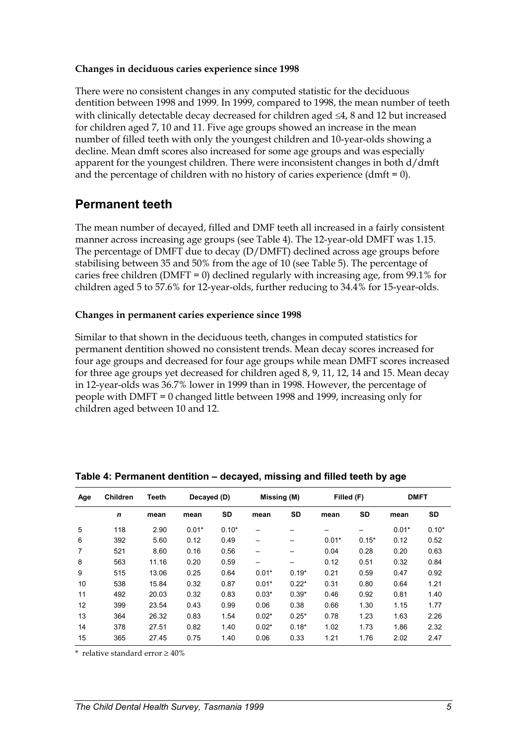**Changes in deciduous caries experience since 1998**

There were no consistent changes in any computed statistic for the deciduous dentition between 1998 and 1999. In 1999, compared to 1998, the mean number of teeth with clinically detectable decay decreased for children aged ≤4, 8 and 12 but increased for children aged 7, 10 and 11. Five age groups showed an increase in the mean number of filled teeth with only the youngest children and 10-year-olds showing a decline. Mean dmft scores also increased for some age groups and was especially apparent for the youngest children. There were inconsistent changes in both d/dmft and the percentage of children with no history of caries experience (dmft = 0).

## Permanent teeth

The mean number of decayed, filled and DMF teeth all increased in a fairly consistent manner across increasing age groups (see Table 4). The 12-year-old DMFT was 1.15. The percentage of DMFT due to decay (D/DMFT) declined across age groups before stabilising between 35 and 50% from the age of 10 (see Table 5). The percentage of caries free children (DMFT = 0) declined regularly with increasing age, from 99.1% for children aged 5 to 57.6% for 12-year-olds, further reducing to 34.4% for 15-year-olds.

**Changes in permanent caries experience since 1998**

Similar to that shown in the deciduous teeth, changes in computed statistics for permanent dentition showed no consistent trends. Mean decay scores increased for four age groups and decreased for four age groups while mean DMFT scores increased for three age groups yet decreased for children aged 8, 9, 11, 12, 14 and 15. Mean decay in 12-year-olds was 36.7% lower in 1999 than in 1998. However, the percentage of people with DMFT = 0 changed little between 1998 and 1999, increasing only for children aged between 10 and 12.

**Table 4: Permanent dentition – decayed, missing and filled teeth by age**

| Age | Children | Teeth | Decayed (D) | | Missing (M) | | Filled (F) | | DMFT | |
|---|---|---|---|---|---|---|---|---|---|---|
| | *n* | mean | mean | SD | mean | SD | mean | SD | mean | SD |
| 5 | 118 | 2.90 | 0.01* | 0.10* | – | – | – | – | 0.01* | 0.10* |
| 6 | 392 | 5.60 | 0.12 | 0.49 | – | – | 0.01* | 0.15* | 0.12 | 0.52 |
| 7 | 521 | 8.60 | 0.16 | 0.56 | – | – | 0.04 | 0.28 | 0.20 | 0.63 |
| 8 | 563 | 11.16 | 0.20 | 0.59 | – | – | 0.12 | 0.51 | 0.32 | 0.84 |
| 9 | 515 | 13.06 | 0.25 | 0.64 | 0.01* | 0.19* | 0.21 | 0.59 | 0.47 | 0.92 |
| 10 | 538 | 15.84 | 0.32 | 0.87 | 0.01* | 0.22* | 0.31 | 0.80 | 0.64 | 1.21 |
| 11 | 492 | 20.03 | 0.32 | 0.83 | 0.03* | 0.39* | 0.46 | 0.92 | 0.81 | 1.40 |
| 12 | 399 | 23.54 | 0.43 | 0.99 | 0.06 | 0.38 | 0.66 | 1.30 | 1.15 | 1.77 |
| 13 | 364 | 26.32 | 0.83 | 1.54 | 0.02* | 0.25* | 0.78 | 1.23 | 1.63 | 2.26 |
| 14 | 378 | 27.51 | 0.82 | 1.40 | 0.02* | 0.18* | 1.02 | 1.73 | 1.86 | 2.32 |
| 15 | 365 | 27.45 | 0.75 | 1.40 | 0.06 | 0.33 | 1.21 | 1.76 | 2.02 | 2.47 |

\* relative standard error ≥ 40%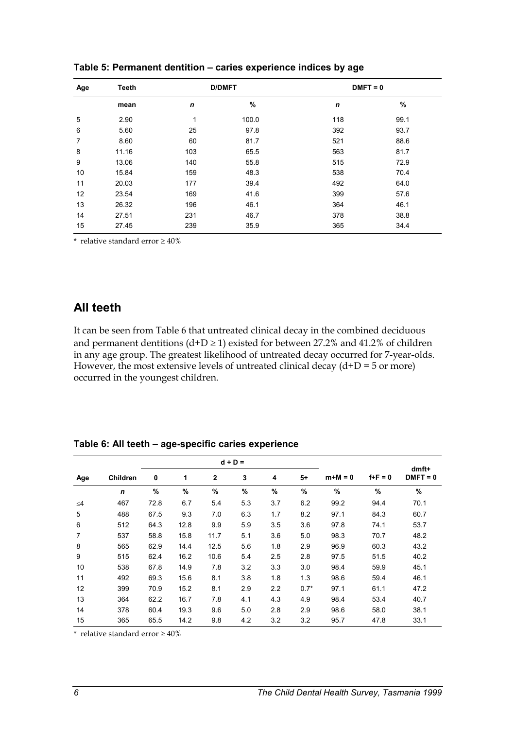**Table 5: Permanent dentition – caries experience indices by age**

| Age | Teeth | D/DMFT | | DMFT = 0 | |
|---|---|---|---|---|---|
| | mean | *n* | % | *n* | % |
| 5 | 2.90 | 1 | 100.0 | 118 | 99.1 |
| 6 | 5.60 | 25 | 97.8 | 392 | 93.7 |
| 7 | 8.60 | 60 | 81.7 | 521 | 88.6 |
| 8 | 11.16 | 103 | 65.5 | 563 | 81.7 |
| 9 | 13.06 | 140 | 55.8 | 515 | 72.9 |
| 10 | 15.84 | 159 | 48.3 | 538 | 70.4 |
| 11 | 20.03 | 177 | 39.4 | 492 | 64.0 |
| 12 | 23.54 | 169 | 41.6 | 399 | 57.6 |
| 13 | 26.32 | 196 | 46.1 | 364 | 46.1 |
| 14 | 27.51 | 231 | 46.7 | 378 | 38.8 |
| 15 | 27.45 | 239 | 35.9 | 365 | 34.4 |

\* relative standard error ≥ 40%

## All teeth

It can be seen from Table 6 that untreated clinical decay in the combined deciduous and permanent dentitions (d+D ≥ 1) existed for between 27.2% and 41.2% of children in any age group. The greatest likelihood of untreated decay occurred for 7-year-olds. However, the most extensive levels of untreated clinical decay (d+D = 5 or more) occurred in the youngest children.

**Table 6: All teeth – age-specific caries experience**

| Age | Children | d + D = | | | | | | m+M = 0 | f+F = 0 | dmft+ DMFT = 0 |
|---|---|---|---|---|---|---|---|---|---|---|
| | | 0 | 1 | 2 | 3 | 4 | 5+ | | | |
| | *n* | % | % | % | % | % | % | % | % | % |
| ≤4 | 467 | 72.8 | 6.7 | 5.4 | 5.3 | 3.7 | 6.2 | 99.2 | 94.4 | 70.1 |
| 5 | 488 | 67.5 | 9.3 | 7.0 | 6.3 | 1.7 | 8.2 | 97.1 | 84.3 | 60.7 |
| 6 | 512 | 64.3 | 12.8 | 9.9 | 5.9 | 3.5 | 3.6 | 97.8 | 74.1 | 53.7 |
| 7 | 537 | 58.8 | 15.8 | 11.7 | 5.1 | 3.6 | 5.0 | 98.3 | 70.7 | 48.2 |
| 8 | 565 | 62.9 | 14.4 | 12.5 | 5.6 | 1.8 | 2.9 | 96.9 | 60.3 | 43.2 |
| 9 | 515 | 62.4 | 16.2 | 10.6 | 5.4 | 2.5 | 2.8 | 97.5 | 51.5 | 40.2 |
| 10 | 538 | 67.8 | 14.9 | 7.8 | 3.2 | 3.3 | 3.0 | 98.4 | 59.9 | 45.1 |
| 11 | 492 | 69.3 | 15.6 | 8.1 | 3.8 | 1.8 | 1.3 | 98.6 | 59.4 | 46.1 |
| 12 | 399 | 70.9 | 15.2 | 8.1 | 2.9 | 2.2 | 0.7* | 97.1 | 61.1 | 47.2 |
| 13 | 364 | 62.2 | 16.7 | 7.8 | 4.1 | 4.3 | 4.9 | 98.4 | 53.4 | 40.7 |
| 14 | 378 | 60.4 | 19.3 | 9.6 | 5.0 | 2.8 | 2.9 | 98.6 | 58.0 | 38.1 |
| 15 | 365 | 65.5 | 14.2 | 9.8 | 4.2 | 3.2 | 3.2 | 95.7 | 47.8 | 33.1 |

\* relative standard error ≥ 40%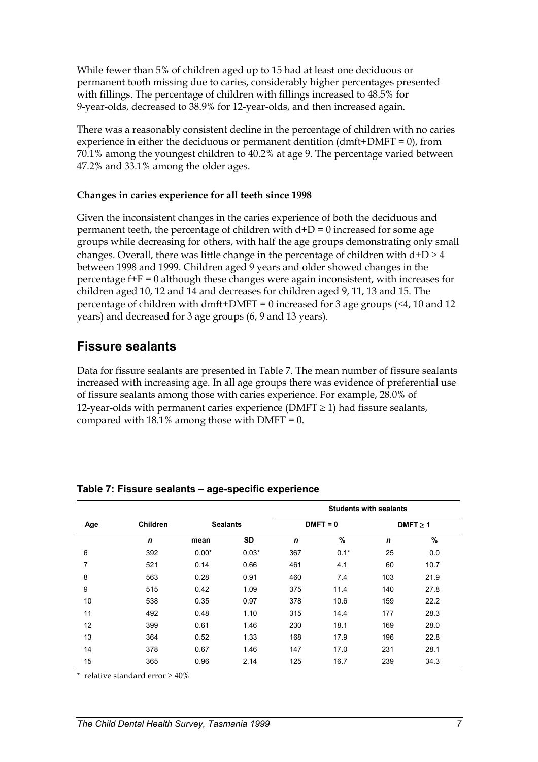While fewer than 5% of children aged up to 15 had at least one deciduous or permanent tooth missing due to caries, considerably higher percentages presented with fillings. The percentage of children with fillings increased to 48.5% for 9-year-olds, decreased to 38.9% for 12-year-olds, and then increased again.

There was a reasonably consistent decline in the percentage of children with no caries experience in either the deciduous or permanent dentition (dmft+DMFT = 0), from 70.1% among the youngest children to 40.2% at age 9. The percentage varied between 47.2% and 33.1% among the older ages.

**Changes in caries experience for all teeth since 1998**

Given the inconsistent changes in the caries experience of both the deciduous and permanent teeth, the percentage of children with d+D = 0 increased for some age groups while decreasing for others, with half the age groups demonstrating only small changes. Overall, there was little change in the percentage of children with d+D $\geq$ 4 between 1998 and 1999. Children aged 9 years and older showed changes in the percentage f+F = 0 although these changes were again inconsistent, with increases for children aged 10, 12 and 14 and decreases for children aged 9, 11, 13 and 15. The percentage of children with dmft+DMFT = 0 increased for 3 age groups ($\leq$4, 10 and 12 years) and decreased for 3 age groups (6, 9 and 13 years).

## Fissure sealants

Data for fissure sealants are presented in Table 7. The mean number of fissure sealants increased with increasing age. In all age groups there was evidence of preferential use of fissure sealants among those with caries experience. For example, 28.0% of 12-year-olds with permanent caries experience (DMFT $\geq$ 1) had fissure sealants, compared with 18.1% among those with DMFT = 0.

**Table 7: Fissure sealants – age-specific experience**

| Age | Children | Sealants | | Students with sealants | | | |
|---|---|---|---|---|---|---|---|
| | | | | DMFT = 0 | | DMFT ≥ 1 | |
| | *n* | mean | SD | *n* | % | *n* | % |
| 6 | 392 | 0.00* | 0.03* | 367 | 0.1* | 25 | 0.0 |
| 7 | 521 | 0.14 | 0.66 | 461 | 4.1 | 60 | 10.7 |
| 8 | 563 | 0.28 | 0.91 | 460 | 7.4 | 103 | 21.9 |
| 9 | 515 | 0.42 | 1.09 | 375 | 11.4 | 140 | 27.8 |
| 10 | 538 | 0.35 | 0.97 | 378 | 10.6 | 159 | 22.2 |
| 11 | 492 | 0.48 | 1.10 | 315 | 14.4 | 177 | 28.3 |
| 12 | 399 | 0.61 | 1.46 | 230 | 18.1 | 169 | 28.0 |
| 13 | 364 | 0.52 | 1.33 | 168 | 17.9 | 196 | 22.8 |
| 14 | 378 | 0.67 | 1.46 | 147 | 17.0 | 231 | 28.1 |
| 15 | 365 | 0.96 | 2.14 | 125 | 16.7 | 239 | 34.3 |

\* relative standard error $\geq$ 40%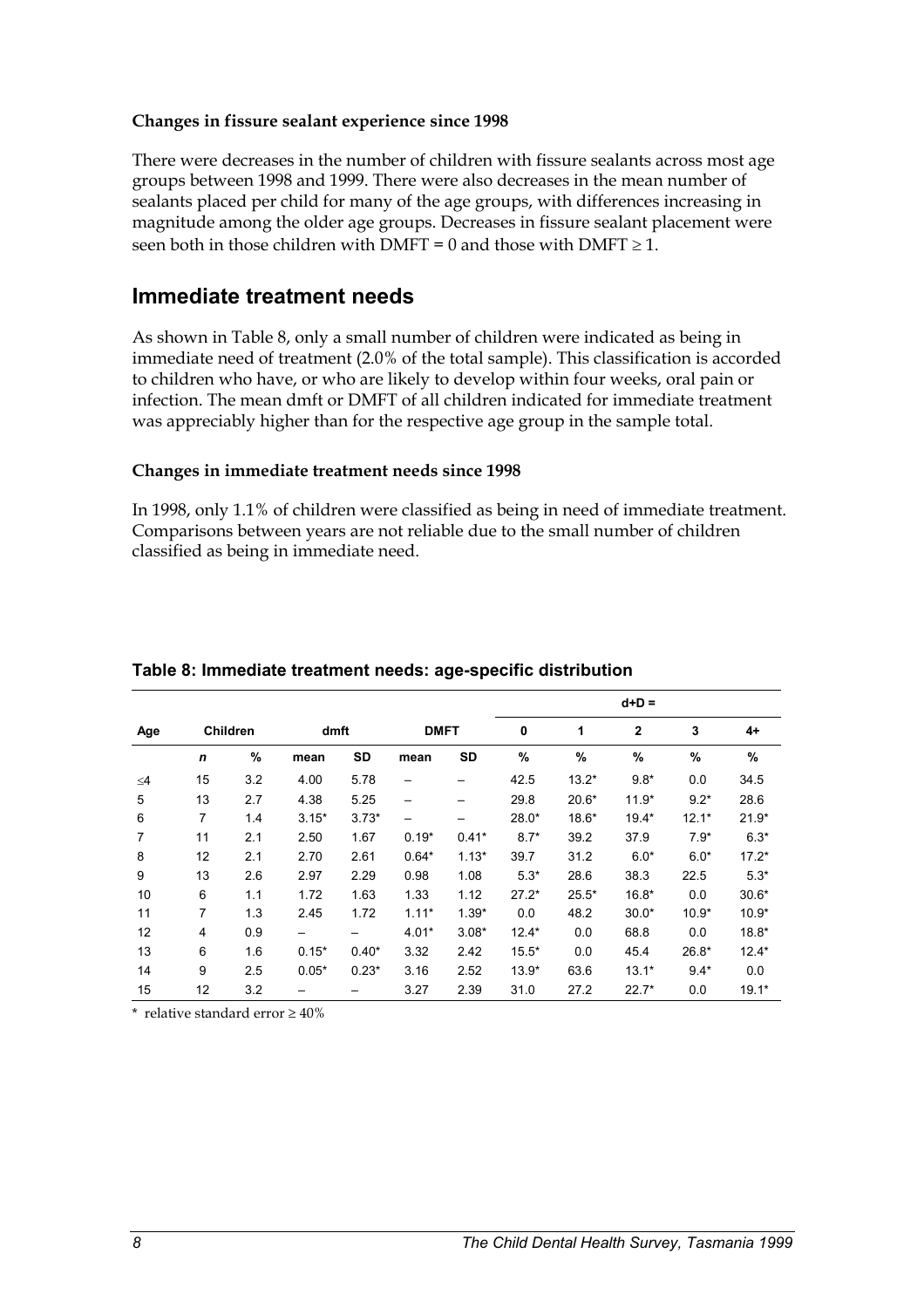**Changes in fissure sealant experience since 1998**

There were decreases in the number of children with fissure sealants across most age groups between 1998 and 1999. There were also decreases in the mean number of sealants placed per child for many of the age groups, with differences increasing in magnitude among the older age groups. Decreases in fissure sealant placement were seen both in those children with DMFT = 0 and those with DMFT ≥ 1.

## Immediate treatment needs

As shown in Table 8, only a small number of children were indicated as being in immediate need of treatment (2.0% of the total sample). This classification is accorded to children who have, or who are likely to develop within four weeks, oral pain or infection. The mean dmft or DMFT of all children indicated for immediate treatment was appreciably higher than for the respective age group in the sample total.

**Changes in immediate treatment needs since 1998**

In 1998, only 1.1% of children were classified as being in need of immediate treatment. Comparisons between years are not reliable due to the small number of children classified as being in immediate need.

**Table 8: Immediate treatment needs: age-specific distribution**

| Age | Children | | dmft | | DMFT | | d+D = | | | | |
|---|---|---|---|---|---|---|---|---|---|---|---|
| | | | | | | | 0 | 1 | 2 | 3 | 4+ |
| | *n* | % | mean | SD | mean | SD | % | % | % | % | % |
| ≤4 | 15 | 3.2 | 4.00 | 5.78 | – | – | 42.5 | 13.2* | 9.8* | 0.0 | 34.5 |
| 5 | 13 | 2.7 | 4.38 | 5.25 | – | – | 29.8 | 20.6* | 11.9* | 9.2* | 28.6 |
| 6 | 7 | 1.4 | 3.15* | 3.73* | – | – | 28.0* | 18.6* | 19.4* | 12.1* | 21.9* |
| 7 | 11 | 2.1 | 2.50 | 1.67 | 0.19* | 0.41* | 8.7* | 39.2 | 37.9 | 7.9* | 6.3* |
| 8 | 12 | 2.1 | 2.70 | 2.61 | 0.64* | 1.13* | 39.7 | 31.2 | 6.0* | 6.0* | 17.2* |
| 9 | 13 | 2.6 | 2.97 | 2.29 | 0.98 | 1.08 | 5.3* | 28.6 | 38.3 | 22.5 | 5.3* |
| 10 | 6 | 1.1 | 1.72 | 1.63 | 1.33 | 1.12 | 27.2* | 25.5* | 16.8* | 0.0 | 30.6* |
| 11 | 7 | 1.3 | 2.45 | 1.72 | 1.11* | 1.39* | 0.0 | 48.2 | 30.0* | 10.9* | 10.9* |
| 12 | 4 | 0.9 | – | – | 4.01* | 3.08* | 12.4* | 0.0 | 68.8 | 0.0 | 18.8* |
| 13 | 6 | 1.6 | 0.15* | 0.40* | 3.32 | 2.42 | 15.5* | 0.0 | 45.4 | 26.8* | 12.4* |
| 14 | 9 | 2.5 | 0.05* | 0.23* | 3.16 | 2.52 | 13.9* | 63.6 | 13.1* | 9.4* | 0.0 |
| 15 | 12 | 3.2 | – | – | 3.27 | 2.39 | 31.0 | 27.2 | 22.7* | 0.0 | 19.1* |

\* relative standard error ≥ 40%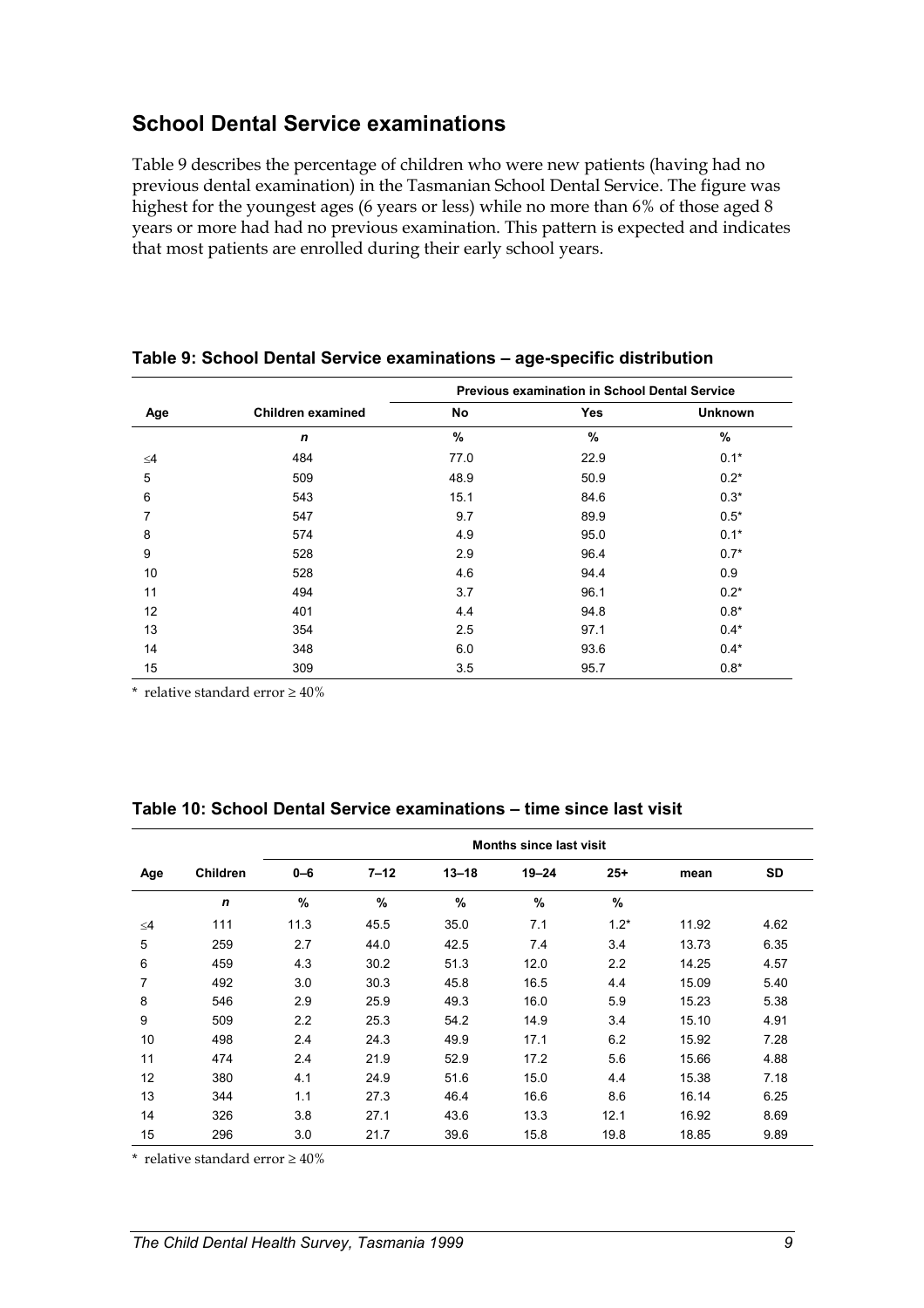## School Dental Service examinations

Table 9 describes the percentage of children who were new patients (having had no previous dental examination) in the Tasmanian School Dental Service. The figure was highest for the youngest ages (6 years or less) while no more than 6% of those aged 8 years or more had had no previous examination. This pattern is expected and indicates that most patients are enrolled during their early school years.

**Table 9: School Dental Service examinations – age-specific distribution**

| Age | Children examined | Previous examination in School Dental Service | | |
|---|---|---|---|---|
| | | No | Yes | Unknown |
| | *n* | % | % | % |
| ≤4 | 484 | 77.0 | 22.9 | 0.1* |
| 5 | 509 | 48.9 | 50.9 | 0.2* |
| 6 | 543 | 15.1 | 84.6 | 0.3* |
| 7 | 547 | 9.7 | 89.9 | 0.5* |
| 8 | 574 | 4.9 | 95.0 | 0.1* |
| 9 | 528 | 2.9 | 96.4 | 0.7* |
| 10 | 528 | 4.6 | 94.4 | 0.9 |
| 11 | 494 | 3.7 | 96.1 | 0.2* |
| 12 | 401 | 4.4 | 94.8 | 0.8* |
| 13 | 354 | 2.5 | 97.1 | 0.4* |
| 14 | 348 | 6.0 | 93.6 | 0.4* |
| 15 | 309 | 3.5 | 95.7 | 0.8* |

\* relative standard error ≥ 40%

**Table 10: School Dental Service examinations – time since last visit**

| Age | Children | Months since last visit | | | | | | |
|---|---|---|---|---|---|---|---|---|
| | | 0–6 | 7–12 | 13–18 | 19–24 | 25+ | mean | SD |
| | *n* | % | % | % | % | % | | |
| ≤4 | 111 | 11.3 | 45.5 | 35.0 | 7.1 | 1.2* | 11.92 | 4.62 |
| 5 | 259 | 2.7 | 44.0 | 42.5 | 7.4 | 3.4 | 13.73 | 6.35 |
| 6 | 459 | 4.3 | 30.2 | 51.3 | 12.0 | 2.2 | 14.25 | 4.57 |
| 7 | 492 | 3.0 | 30.3 | 45.8 | 16.5 | 4.4 | 15.09 | 5.40 |
| 8 | 546 | 2.9 | 25.9 | 49.3 | 16.0 | 5.9 | 15.23 | 5.38 |
| 9 | 509 | 2.2 | 25.3 | 54.2 | 14.9 | 3.4 | 15.10 | 4.91 |
| 10 | 498 | 2.4 | 24.3 | 49.9 | 17.1 | 6.2 | 15.92 | 7.28 |
| 11 | 474 | 2.4 | 21.9 | 52.9 | 17.2 | 5.6 | 15.66 | 4.88 |
| 12 | 380 | 4.1 | 24.9 | 51.6 | 15.0 | 4.4 | 15.38 | 7.18 |
| 13 | 344 | 1.1 | 27.3 | 46.4 | 16.6 | 8.6 | 16.14 | 6.25 |
| 14 | 326 | 3.8 | 27.1 | 43.6 | 13.3 | 12.1 | 16.92 | 8.69 |
| 15 | 296 | 3.0 | 21.7 | 39.6 | 15.8 | 19.8 | 18.85 | 9.89 |

\* relative standard error ≥ 40%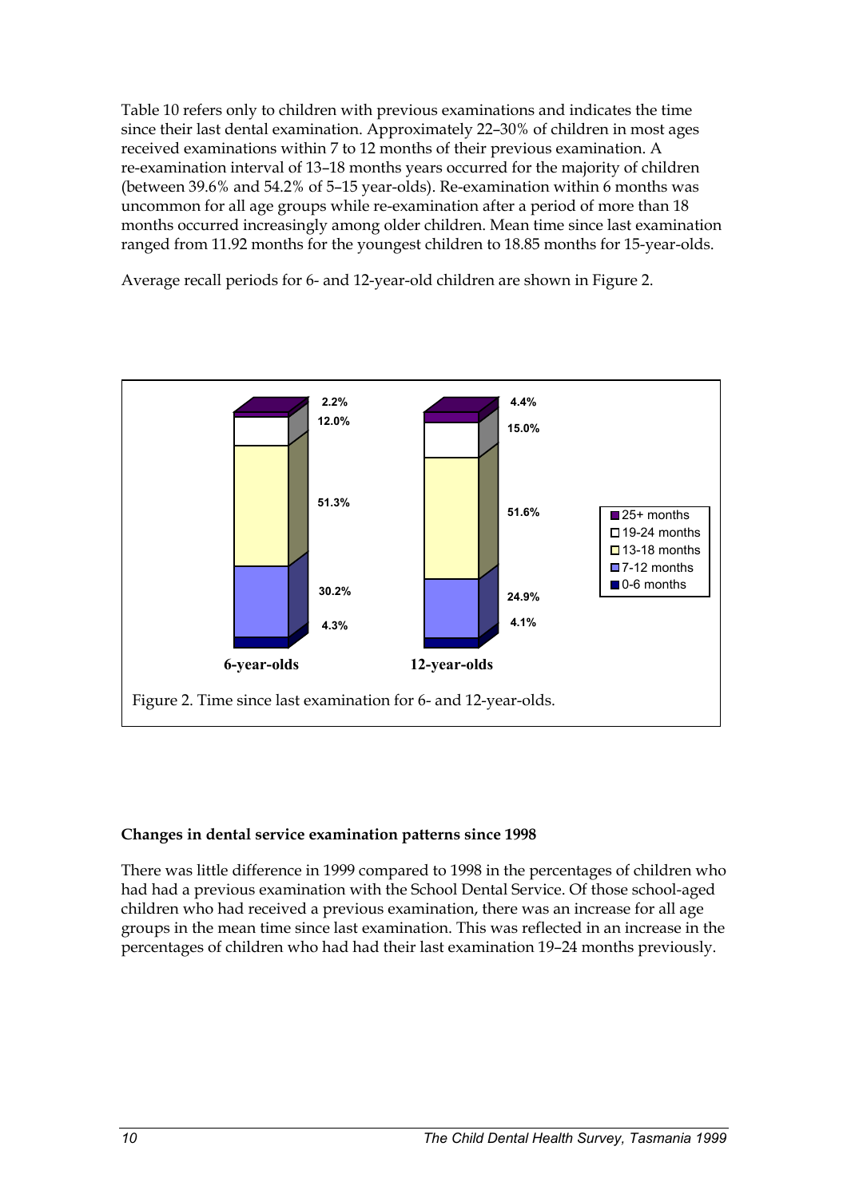Table 10 refers only to children with previous examinations and indicates the time since their last dental examination. Approximately 22–30% of children in most ages received examinations within 7 to 12 months of their previous examination. A re-examination interval of 13–18 months years occurred for the majority of children (between 39.6% and 54.2% of 5–15 year-olds). Re-examination within 6 months was uncommon for all age groups while re-examination after a period of more than 18 months occurred increasingly among older children. Mean time since last examination ranged from 11.92 months for the youngest children to 18.85 months for 15-year-olds.

Average recall periods for 6- and 12-year-old children are shown in Figure 2.

| | 6-year-olds | 12-year-olds |
|---|---|---|
| 25+ months | 2.2% | 4.4% |
| 19-24 months | 12.0% | 15.0% |
| 13-18 months | 51.3% | 51.6% |
| 7-12 months | 30.2% | 24.9% |
| 0-6 months | 4.3% | 4.1% |

Figure 2. Time since last examination for 6- and 12-year-olds.

**Changes in dental service examination patterns since 1998**

There was little difference in 1999 compared to 1998 in the percentages of children who had had a previous examination with the School Dental Service. Of those school-aged children who had received a previous examination, there was an increase for all age groups in the mean time since last examination. This was reflected in an increase in the percentages of children who had had their last examination 19–24 months previously.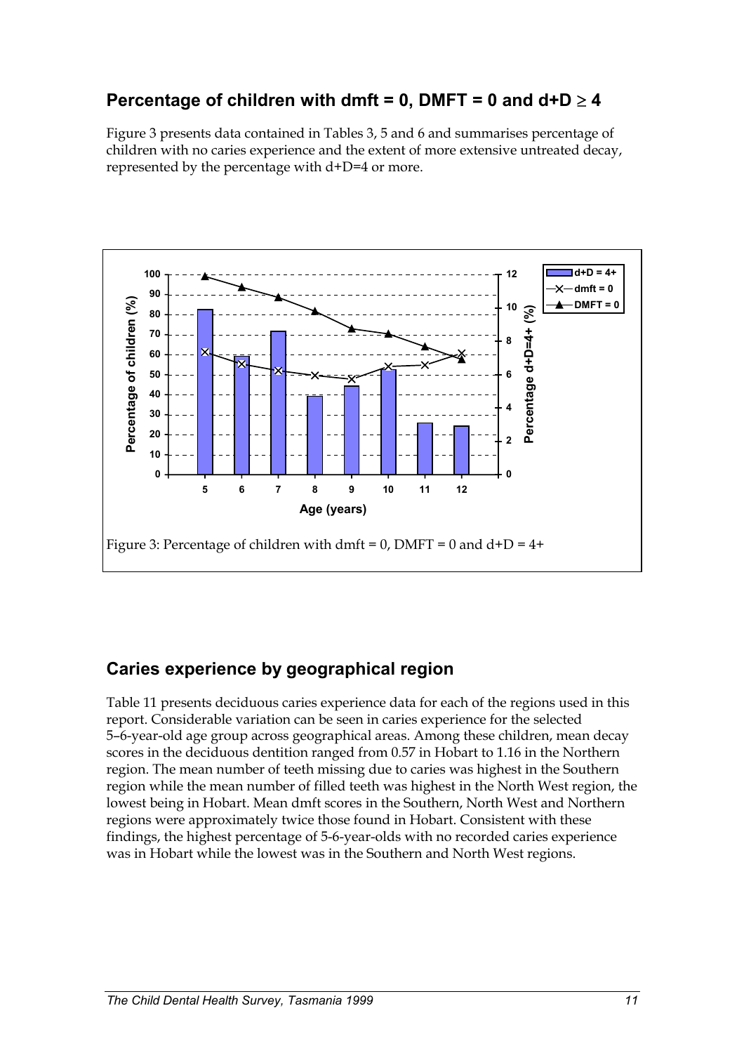## Percentage of children with dmft = 0, DMFT = 0 and d+D $\geq$ 4

Figure 3 presents data contained in Tables 3, 5 and 6 and summarises percentage of children with no caries experience and the extent of more extensive untreated decay, represented by the percentage with d+D=4 or more.

Figure 3: Percentage of children with dmft = 0, DMFT = 0 and d+D = 4+

## Caries experience by geographical region

Table 11 presents deciduous caries experience data for each of the regions used in this report. Considerable variation can be seen in caries experience for the selected 5–6-year-old age group across geographical areas. Among these children, mean decay scores in the deciduous dentition ranged from 0.57 in Hobart to 1.16 in the Northern region. The mean number of teeth missing due to caries was highest in the Southern region while the mean number of filled teeth was highest in the North West region, the lowest being in Hobart. Mean dmft scores in the Southern, North West and Northern regions were approximately twice those found in Hobart. Consistent with these findings, the highest percentage of 5-6-year-olds with no recorded caries experience was in Hobart while the lowest was in the Southern and North West regions.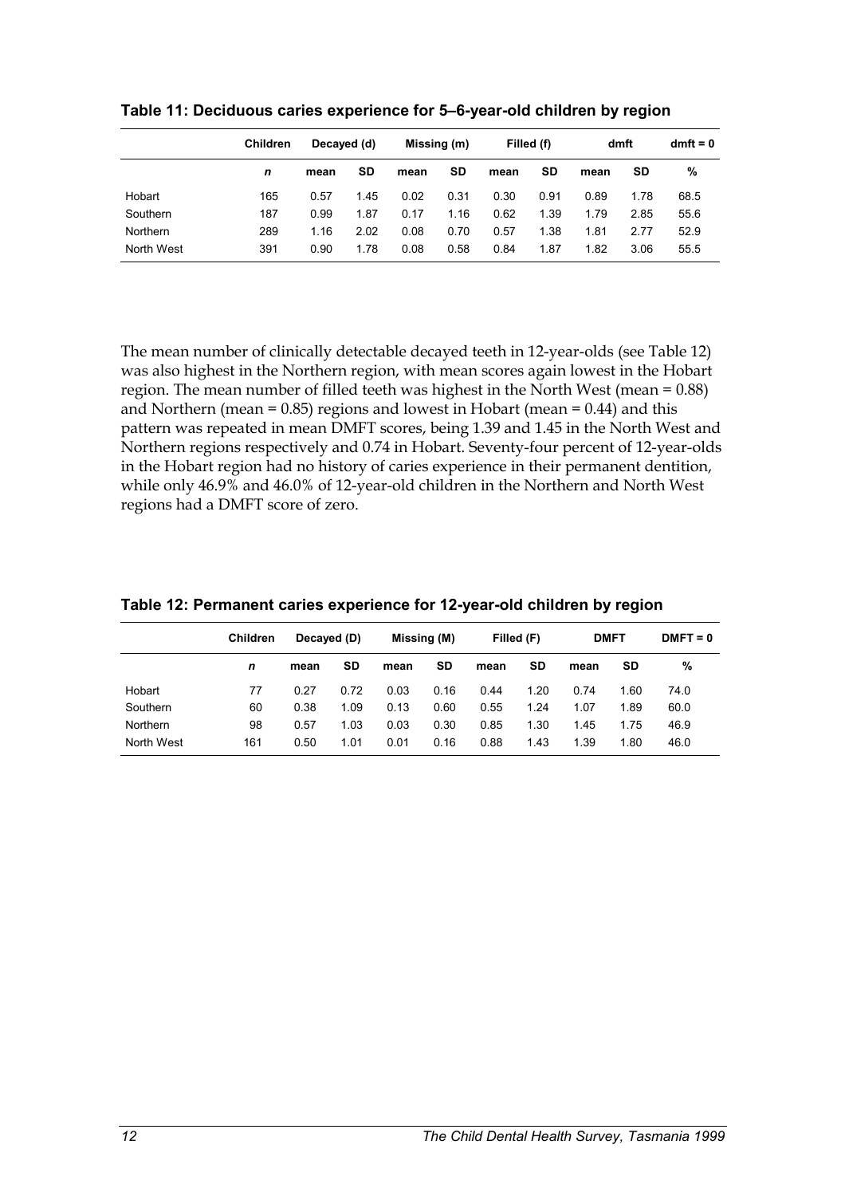**Table 11: Deciduous caries experience for 5–6-year-old children by region**

| | Children | Decayed (d) | | Missing (m) | | Filled (f) | | dmft | | dmft = 0 |
|---|---|---|---|---|---|---|---|---|---|---|
| | *n* | mean | SD | mean | SD | mean | SD | mean | SD | % |
| Hobart | 165 | 0.57 | 1.45 | 0.02 | 0.31 | 0.30 | 0.91 | 0.89 | 1.78 | 68.5 |
| Southern | 187 | 0.99 | 1.87 | 0.17 | 1.16 | 0.62 | 1.39 | 1.79 | 2.85 | 55.6 |
| Northern | 289 | 1.16 | 2.02 | 0.08 | 0.70 | 0.57 | 1.38 | 1.81 | 2.77 | 52.9 |
| North West | 391 | 0.90 | 1.78 | 0.08 | 0.58 | 0.84 | 1.87 | 1.82 | 3.06 | 55.5 |

The mean number of clinically detectable decayed teeth in 12-year-olds (see Table 12) was also highest in the Northern region, with mean scores again lowest in the Hobart region. The mean number of filled teeth was highest in the North West (mean = 0.88) and Northern (mean = 0.85) regions and lowest in Hobart (mean = 0.44) and this pattern was repeated in mean DMFT scores, being 1.39 and 1.45 in the North West and Northern regions respectively and 0.74 in Hobart. Seventy-four percent of 12-year-olds in the Hobart region had no history of caries experience in their permanent dentition, while only 46.9% and 46.0% of 12-year-old children in the Northern and North West regions had a DMFT score of zero.

**Table 12: Permanent caries experience for 12-year-old children by region**

| | Children | Decayed (D) | | Missing (M) | | Filled (F) | | DMFT | | DMFT = 0 |
|---|---|---|---|---|---|---|---|---|---|---|
| | *n* | mean | SD | mean | SD | mean | SD | mean | SD | % |
| Hobart | 77 | 0.27 | 0.72 | 0.03 | 0.16 | 0.44 | 1.20 | 0.74 | 1.60 | 74.0 |
| Southern | 60 | 0.38 | 1.09 | 0.13 | 0.60 | 0.55 | 1.24 | 1.07 | 1.89 | 60.0 |
| Northern | 98 | 0.57 | 1.03 | 0.03 | 0.30 | 0.85 | 1.30 | 1.45 | 1.75 | 46.9 |
| North West | 161 | 0.50 | 1.01 | 0.01 | 0.16 | 0.88 | 1.43 | 1.39 | 1.80 | 46.0 |